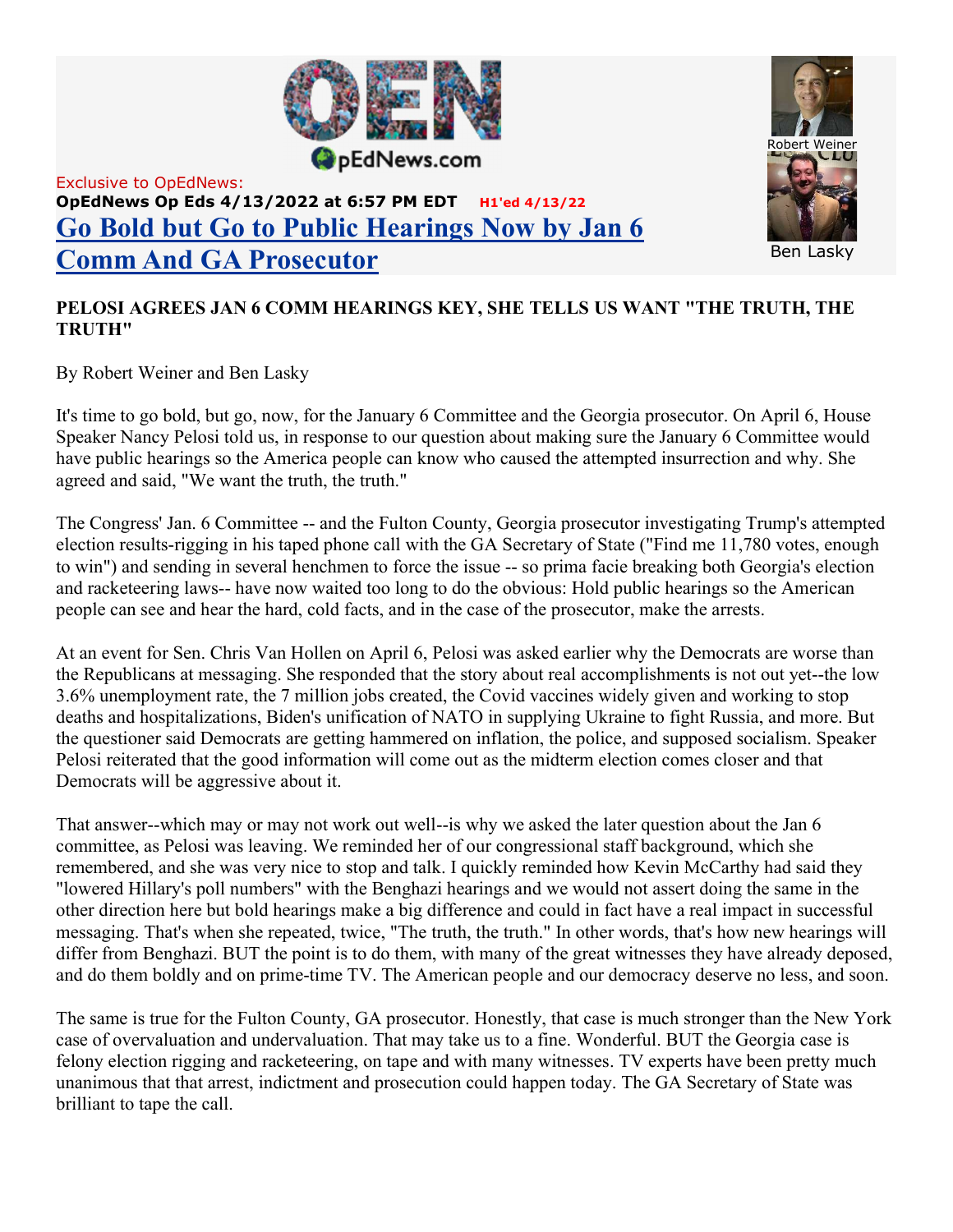Exclusive to OpEdNews:
**OpEdNews Op Eds 4/13/2022 at 6:57 PM EDT** H1'ed 4/13/22

# Go Bold but Go to Public Hearings Now by Jan 6 Comm And GA Prosecutor

Robert Weiner

Ben Lasky

**PELOSI AGREES JAN 6 COMM HEARINGS KEY, SHE TELLS US WANT "THE TRUTH, THE TRUTH"**

By Robert Weiner and Ben Lasky

It's time to go bold, but go, now, for the January 6 Committee and the Georgia prosecutor. On April 6, House Speaker Nancy Pelosi told us, in response to our question about making sure the January 6 Committee would have public hearings so the America people can know who caused the attempted insurrection and why. She agreed and said, "We want the truth, the truth."

The Congress' Jan. 6 Committee -- and the Fulton County, Georgia prosecutor investigating Trump's attempted election results-rigging in his taped phone call with the GA Secretary of State ("Find me 11,780 votes, enough to win") and sending in several henchmen to force the issue -- so prima facie breaking both Georgia's election and racketeering laws-- have now waited too long to do the obvious: Hold public hearings so the American people can see and hear the hard, cold facts, and in the case of the prosecutor, make the arrests.

At an event for Sen. Chris Van Hollen on April 6, Pelosi was asked earlier why the Democrats are worse than the Republicans at messaging. She responded that the story about real accomplishments is not out yet--the low 3.6% unemployment rate, the 7 million jobs created, the Covid vaccines widely given and working to stop deaths and hospitalizations, Biden's unification of NATO in supplying Ukraine to fight Russia, and more. But the questioner said Democrats are getting hammered on inflation, the police, and supposed socialism. Speaker Pelosi reiterated that the good information will come out as the midterm election comes closer and that Democrats will be aggressive about it.

That answer--which may or may not work out well--is why we asked the later question about the Jan 6 committee, as Pelosi was leaving. We reminded her of our congressional staff background, which she remembered, and she was very nice to stop and talk. I quickly reminded how Kevin McCarthy had said they "lowered Hillary's poll numbers" with the Benghazi hearings and we would not assert doing the same in the other direction here but bold hearings make a big difference and could in fact have a real impact in successful messaging. That's when she repeated, twice, "The truth, the truth." In other words, that's how new hearings will differ from Benghazi. BUT the point is to do them, with many of the great witnesses they have already deposed, and do them boldly and on prime-time TV. The American people and our democracy deserve no less, and soon.

The same is true for the Fulton County, GA prosecutor. Honestly, that case is much stronger than the New York case of overvaluation and undervaluation. That may take us to a fine. Wonderful. BUT the Georgia case is felony election rigging and racketeering, on tape and with many witnesses. TV experts have been pretty much unanimous that that arrest, indictment and prosecution could happen today. The GA Secretary of State was brilliant to tape the call.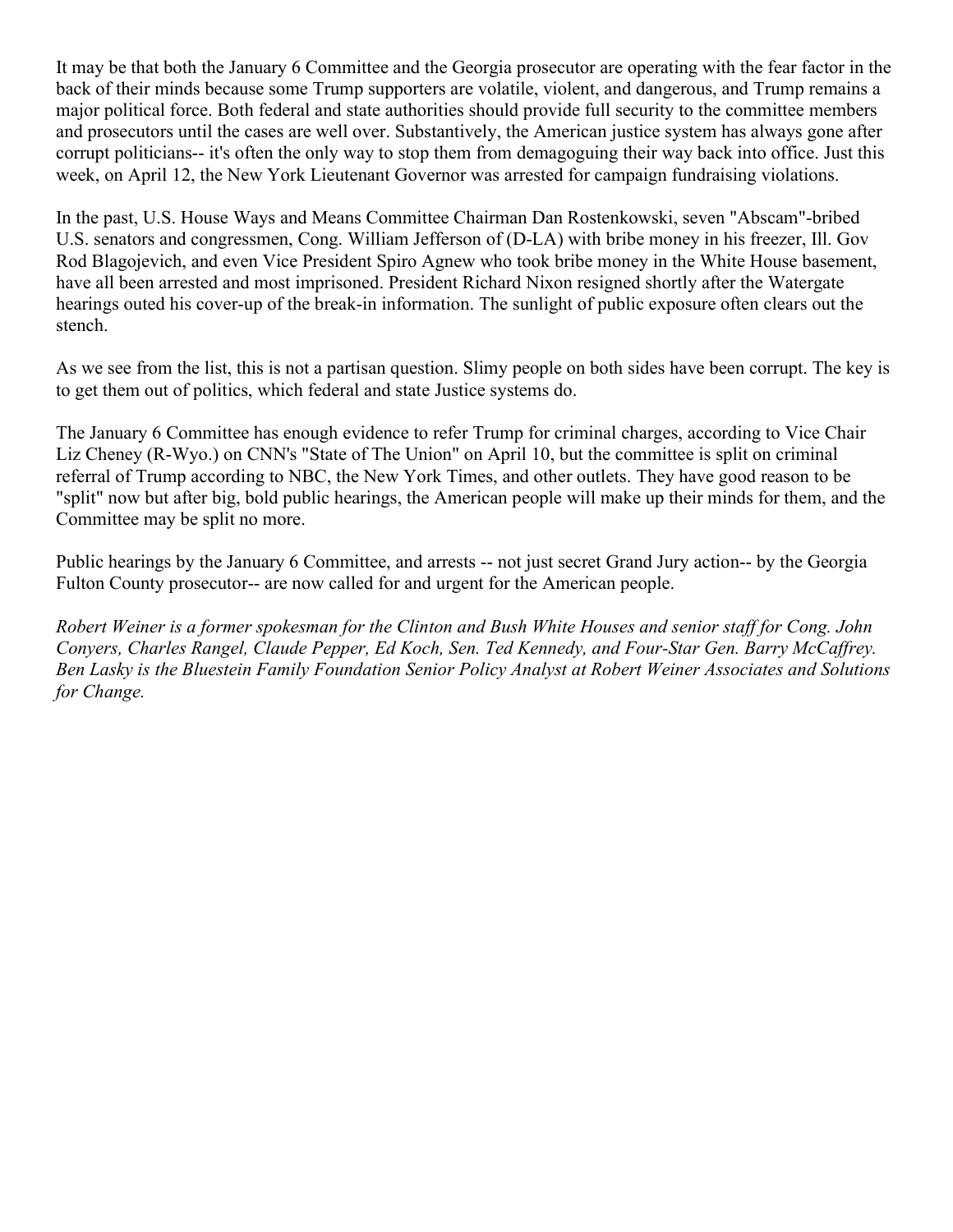It may be that both the January 6 Committee and the Georgia prosecutor are operating with the fear factor in the back of their minds because some Trump supporters are volatile, violent, and dangerous, and Trump remains a major political force. Both federal and state authorities should provide full security to the committee members and prosecutors until the cases are well over. Substantively, the American justice system has always gone after corrupt politicians-- it's often the only way to stop them from demagoguing their way back into office. Just this week, on April 12, the New York Lieutenant Governor was arrested for campaign fundraising violations.

In the past, U.S. House Ways and Means Committee Chairman Dan Rostenkowski, seven "Abscam"-bribed U.S. senators and congressmen, Cong. William Jefferson of (D-LA) with bribe money in his freezer, Ill. Gov Rod Blagojevich, and even Vice President Spiro Agnew who took bribe money in the White House basement, have all been arrested and most imprisoned. President Richard Nixon resigned shortly after the Watergate hearings outed his cover-up of the break-in information. The sunlight of public exposure often clears out the stench.

As we see from the list, this is not a partisan question. Slimy people on both sides have been corrupt. The key is to get them out of politics, which federal and state Justice systems do.

The January 6 Committee has enough evidence to refer Trump for criminal charges, according to Vice Chair Liz Cheney (R-Wyo.) on CNN's "State of The Union" on April 10, but the committee is split on criminal referral of Trump according to NBC, the New York Times, and other outlets. They have good reason to be "split" now but after big, bold public hearings, the American people will make up their minds for them, and the Committee may be split no more.

Public hearings by the January 6 Committee, and arrests -- not just secret Grand Jury action-- by the Georgia Fulton County prosecutor-- are now called for and urgent for the American people.

*Robert Weiner is a former spokesman for the Clinton and Bush White Houses and senior staff for Cong. John Conyers, Charles Rangel, Claude Pepper, Ed Koch, Sen. Ted Kennedy, and Four-Star Gen. Barry McCaffrey. Ben Lasky is the Bluestein Family Foundation Senior Policy Analyst at Robert Weiner Associates and Solutions for Change.*